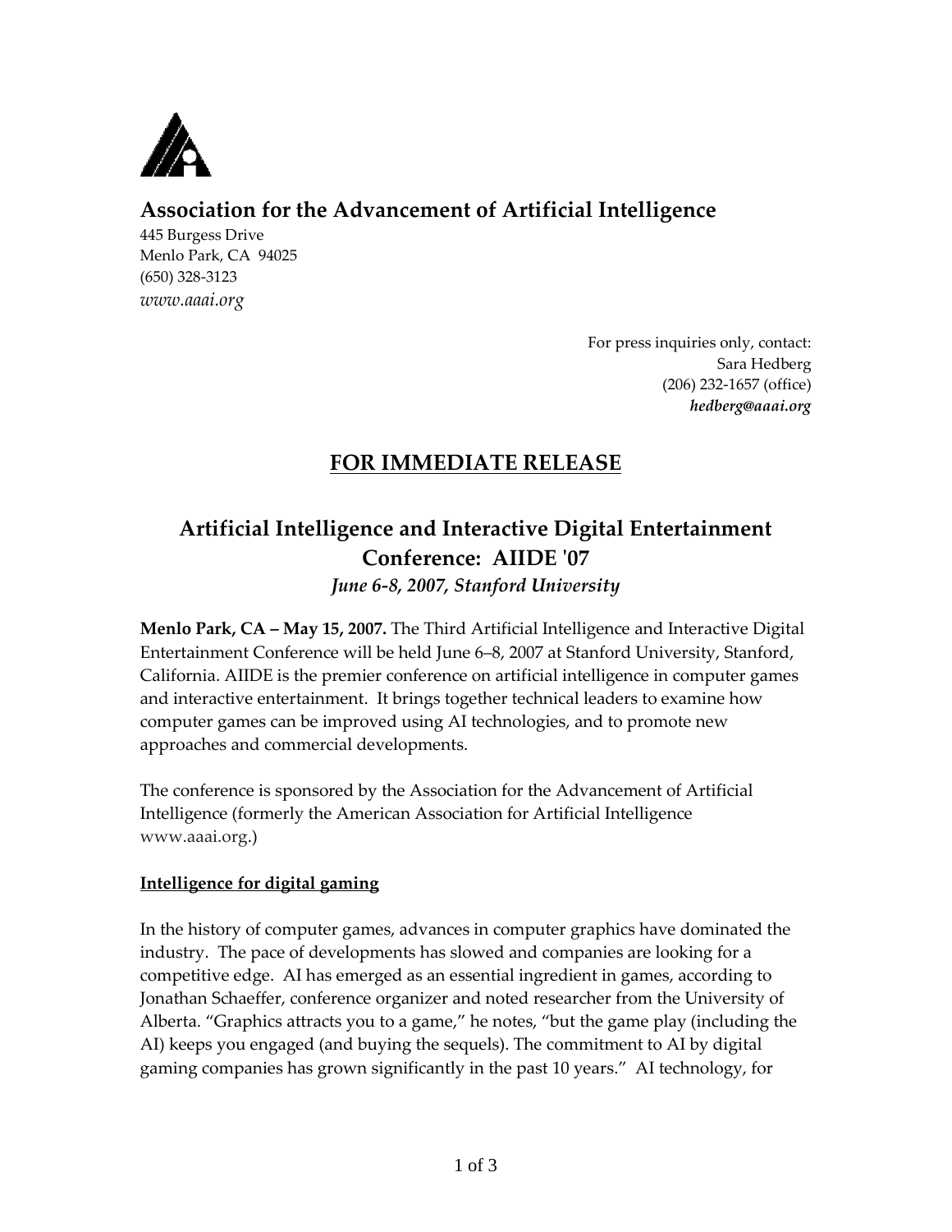## Association for the Advancement of Artificial Intelligence

445 Burgess Drive
Menlo Park, CA 94025
(650) 328-3123
*www.aaai.org*

For press inquiries only, contact:
Sara Hedberg
(206) 232-1657 (office)
***hedberg@aaai.org***

## FOR IMMEDIATE RELEASE

# Artificial Intelligence and Interactive Digital Entertainment Conference: AIIDE '07

***June 6-8, 2007, Stanford University***

**Menlo Park, CA – May 15, 2007.** The Third Artificial Intelligence and Interactive Digital Entertainment Conference will be held June 6–8, 2007 at Stanford University, Stanford, California. AIIDE is the premier conference on artificial intelligence in computer games and interactive entertainment. It brings together technical leaders to examine how computer games can be improved using AI technologies, and to promote new approaches and commercial developments.

The conference is sponsored by the Association for the Advancement of Artificial Intelligence (formerly the American Association for Artificial Intelligence www.aaai.org.)

**Intelligence for digital gaming**

In the history of computer games, advances in computer graphics have dominated the industry. The pace of developments has slowed and companies are looking for a competitive edge. AI has emerged as an essential ingredient in games, according to Jonathan Schaeffer, conference organizer and noted researcher from the University of Alberta. "Graphics attracts you to a game," he notes, "but the game play (including the AI) keeps you engaged (and buying the sequels). The commitment to AI by digital gaming companies has grown significantly in the past 10 years." AI technology, for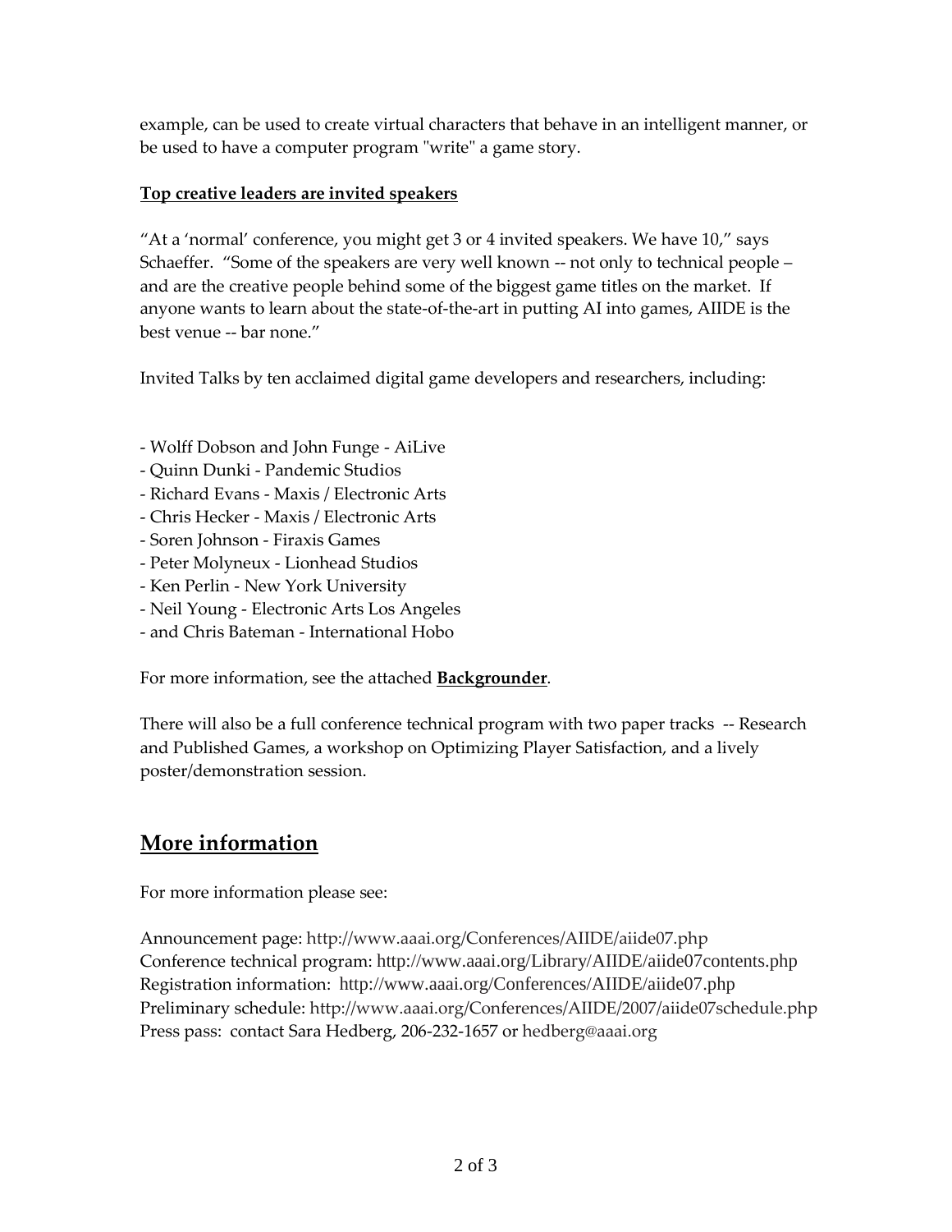example, can be used to create virtual characters that behave in an intelligent manner, or be used to have a computer program "write" a game story.

**Top creative leaders are invited speakers**

"At a 'normal' conference, you might get 3 or 4 invited speakers. We have 10," says Schaeffer. "Some of the speakers are very well known -- not only to technical people – and are the creative people behind some of the biggest game titles on the market. If anyone wants to learn about the state-of-the-art in putting AI into games, AIIDE is the best venue -- bar none."

Invited Talks by ten acclaimed digital game developers and researchers, including:

- Wolff Dobson and John Funge - AiLive
- Quinn Dunki - Pandemic Studios
- Richard Evans - Maxis / Electronic Arts
- Chris Hecker - Maxis / Electronic Arts
- Soren Johnson - Firaxis Games
- Peter Molyneux - Lionhead Studios
- Ken Perlin - New York University
- Neil Young - Electronic Arts Los Angeles
- and Chris Bateman - International Hobo

For more information, see the attached **Backgrounder**.

There will also be a full conference technical program with two paper tracks -- Research and Published Games, a workshop on Optimizing Player Satisfaction, and a lively poster/demonstration session.

## More information

For more information please see:

Announcement page: http://www.aaai.org/Conferences/AIIDE/aiide07.php
Conference technical program: http://www.aaai.org/Library/AIIDE/aiide07contents.php
Registration information: http://www.aaai.org/Conferences/AIIDE/aiide07.php
Preliminary schedule: http://www.aaai.org/Conferences/AIIDE/2007/aiide07schedule.php
Press pass: contact Sara Hedberg, 206-232-1657 or hedberg@aaai.org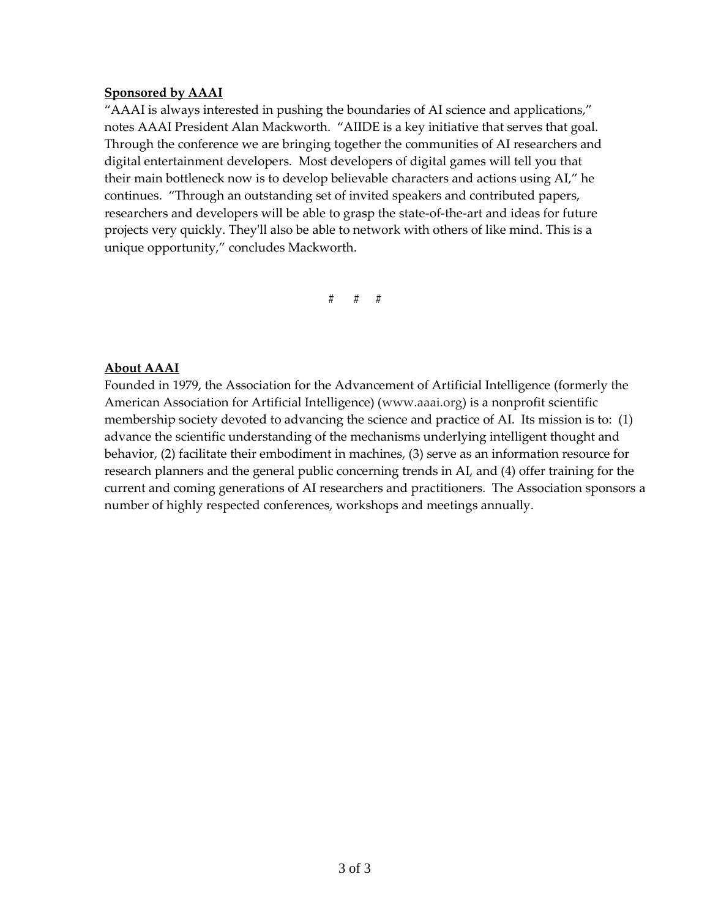**Sponsored by AAAI**

"AAAI is always interested in pushing the boundaries of AI science and applications," notes AAAI President Alan Mackworth. "AIIDE is a key initiative that serves that goal. Through the conference we are bringing together the communities of AI researchers and digital entertainment developers. Most developers of digital games will tell you that their main bottleneck now is to develop believable characters and actions using AI," he continues. "Through an outstanding set of invited speakers and contributed papers, researchers and developers will be able to grasp the state-of-the-art and ideas for future projects very quickly. They'll also be able to network with others of like mind. This is a unique opportunity," concludes Mackworth.

# # #

**About AAAI**

Founded in 1979, the Association for the Advancement of Artificial Intelligence (formerly the American Association for Artificial Intelligence) (www.aaai.org) is a nonprofit scientific membership society devoted to advancing the science and practice of AI. Its mission is to: (1) advance the scientific understanding of the mechanisms underlying intelligent thought and behavior, (2) facilitate their embodiment in machines, (3) serve as an information resource for research planners and the general public concerning trends in AI, and (4) offer training for the current and coming generations of AI researchers and practitioners. The Association sponsors a number of highly respected conferences, workshops and meetings annually.